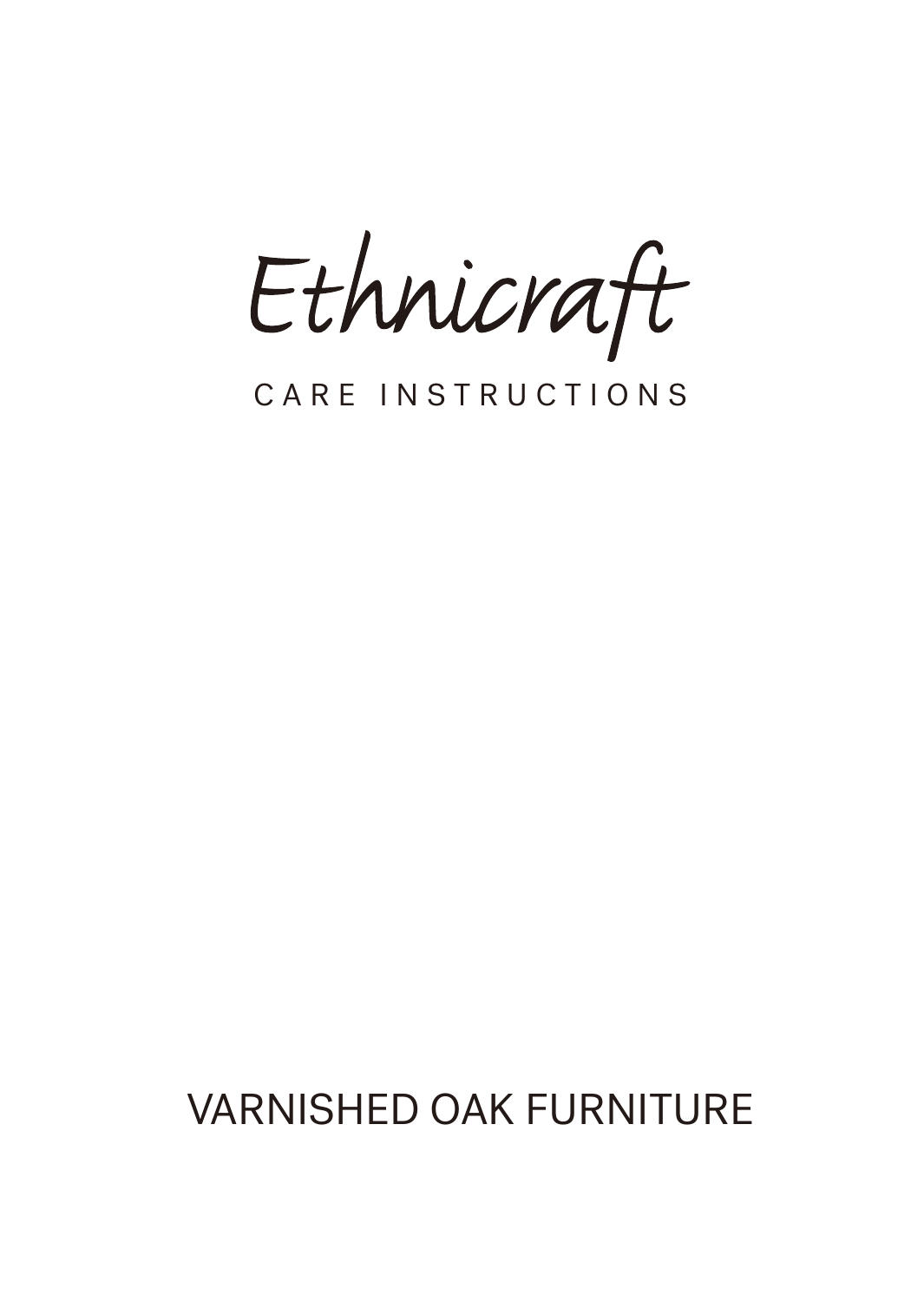# Ethnicraft

CARE INSTRUCTIONS

## VARNISHED OAK FURNITURE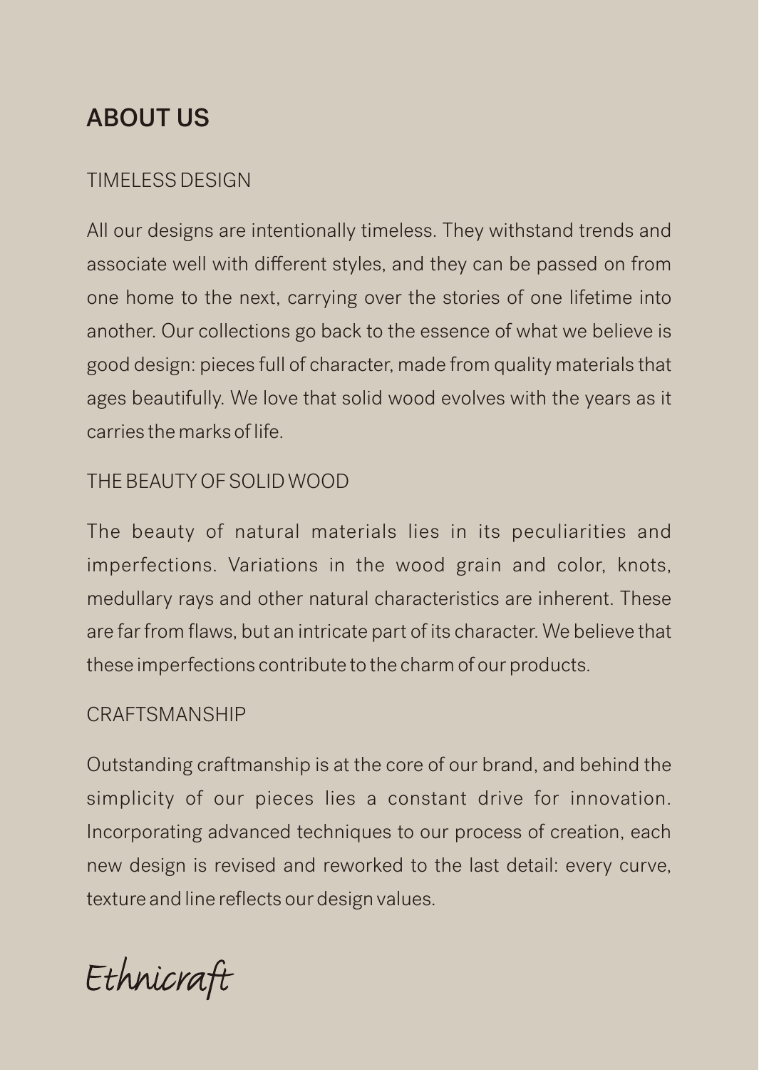# ABOUT US

## TIMELESS DESIGN

All our designs are intentionally timeless. They withstand trends and associate well with different styles, and they can be passed on from one home to the next, carrying over the stories of one lifetime into another. Our collections go back to the essence of what we believe is good design: pieces full of character, made from quality materials that ages beautifully. We love that solid wood evolves with the years as it carries the marks of life.

## THE BEAUTY OF SOLID WOOD

The beauty of natural materials lies in its peculiarities and imperfections. Variations in the wood grain and color, knots, medullary rays and other natural characteristics are inherent. These are far from flaws, but an intricate part of its character. We believe that these imperfections contribute to the charm of our products.

## CRAFTSMANSHIP

Outstanding craftmanship is at the core of our brand, and behind the simplicity of our pieces lies a constant drive for innovation. Incorporating advanced techniques to our process of creation, each new design is revised and reworked to the last detail: every curve, texture and line reflects our design values.

*Ethnicraft*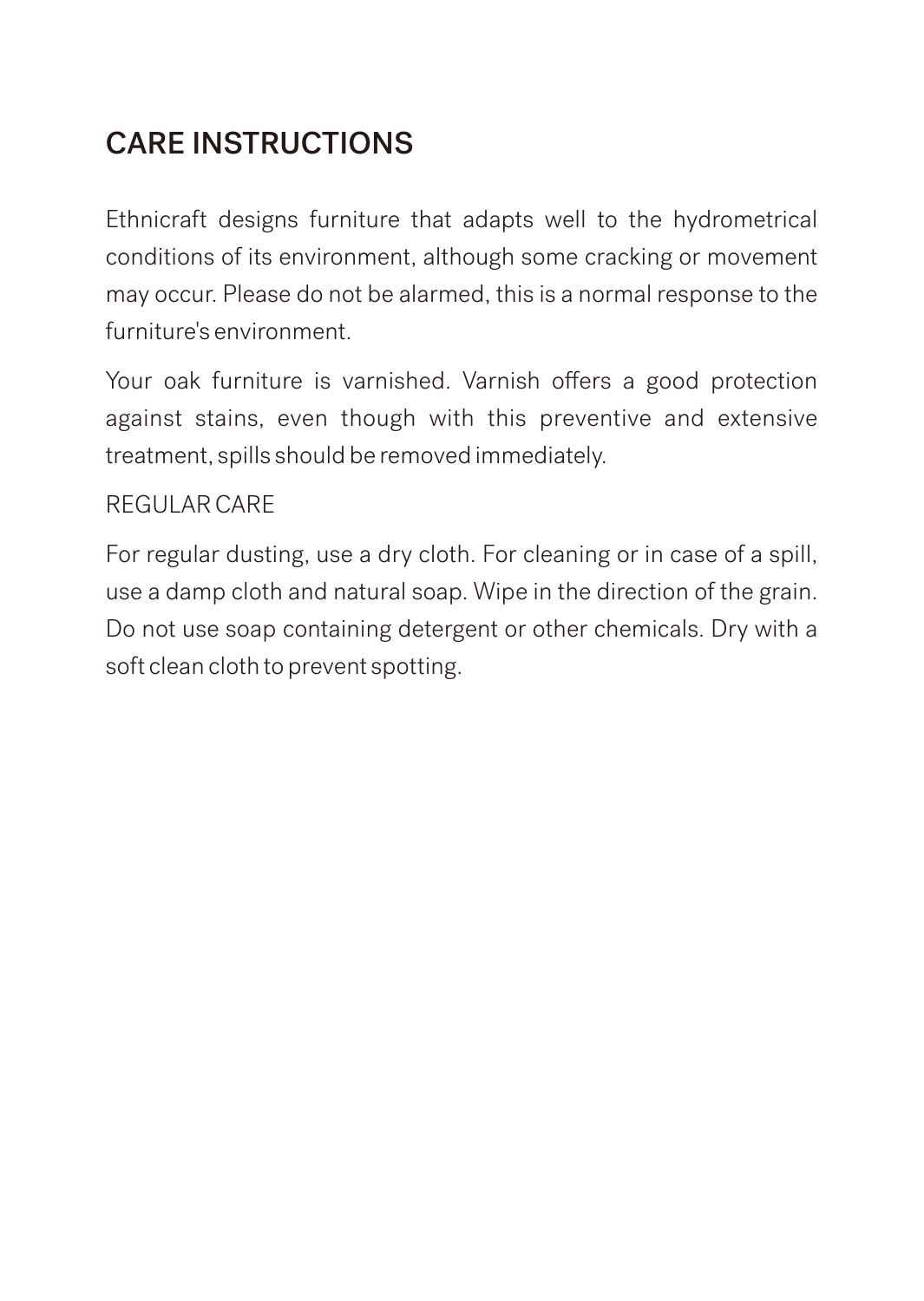# CARE INSTRUCTIONS

Ethnicraft designs furniture that adapts well to the hydrometrical conditions of its environment, although some cracking or movement may occur. Please do not be alarmed, this is a normal response to the furniture's environment.

Your oak furniture is varnished. Varnish offers a good protection against stains, even though with this preventive and extensive treatment, spills should be removed immediately.

## REGULAR CARE

For regular dusting, use a dry cloth. For cleaning or in case of a spill, use a damp cloth and natural soap. Wipe in the direction of the grain. Do not use soap containing detergent or other chemicals. Dry with a soft clean cloth to prevent spotting.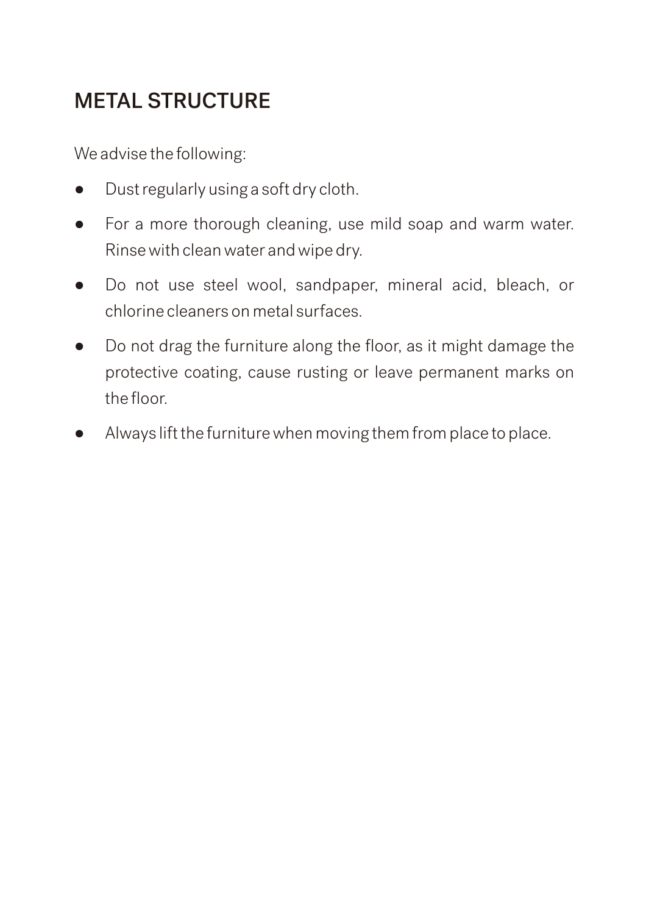## METAL STRUCTURE

We advise the following:

- Dust regularly using a soft dry cloth.
- For a more thorough cleaning, use mild soap and warm water. Rinse with clean water and wipe dry.
- Do not use steel wool, sandpaper, mineral acid, bleach, or chlorine cleaners on metal surfaces.
- Do not drag the furniture along the floor, as it might damage the protective coating, cause rusting or leave permanent marks on the floor.
- Always lift the furniture when moving them from place to place.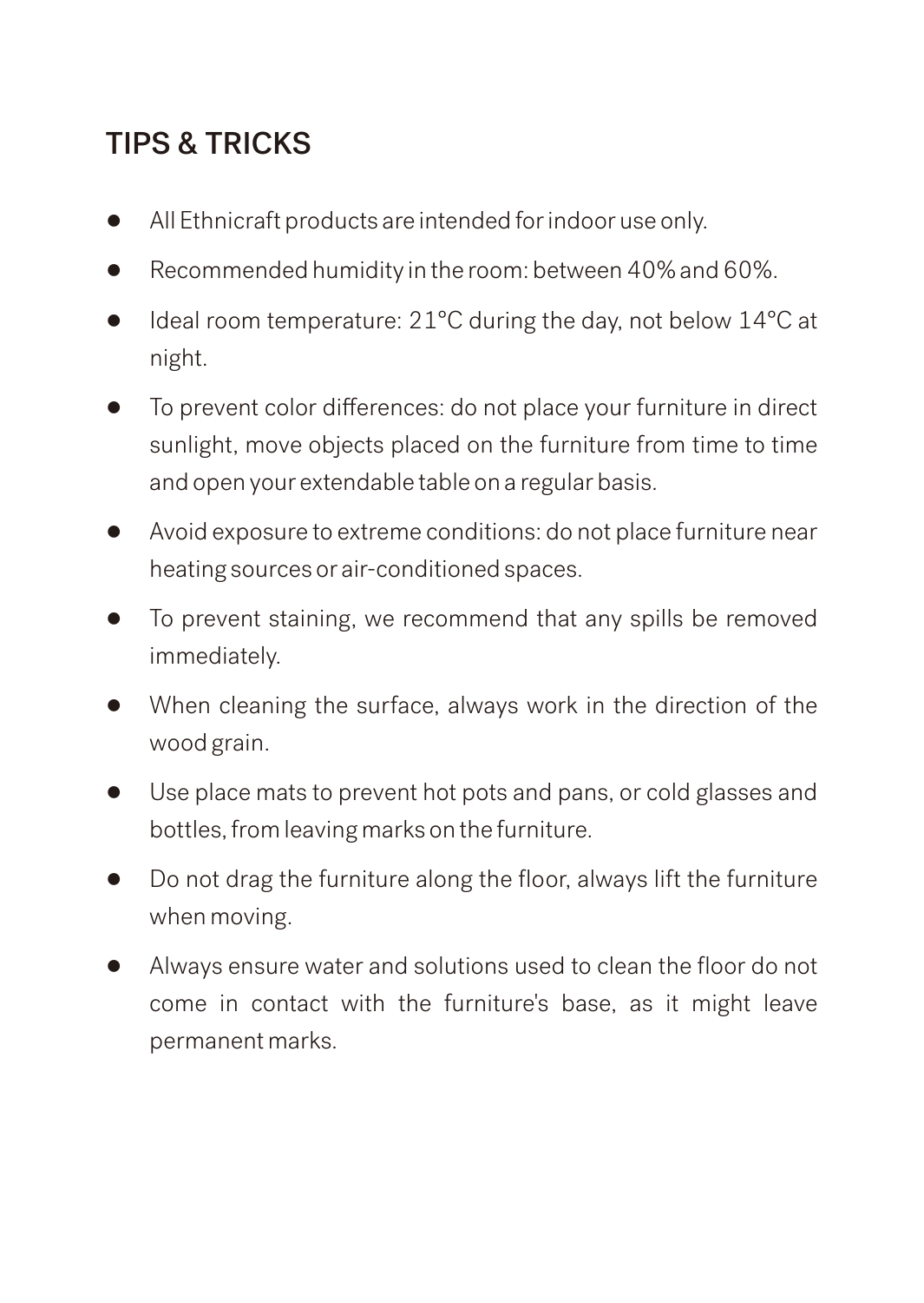## TIPS & TRICKS

- All Ethnicraft products are intended for indoor use only.
- Recommended humidity in the room: between 40% and 60%.
- Ideal room temperature: 21°C during the day, not below 14°C at night.
- To prevent color differences: do not place your furniture in direct sunlight, move objects placed on the furniture from time to time and open your extendable table on a regular basis.
- Avoid exposure to extreme conditions: do not place furniture near heating sources or air-conditioned spaces.
- To prevent staining, we recommend that any spills be removed immediately.
- When cleaning the surface, always work in the direction of the wood grain.
- Use place mats to prevent hot pots and pans, or cold glasses and bottles, from leaving marks on the furniture.
- Do not drag the furniture along the floor, always lift the furniture when moving.
- Always ensure water and solutions used to clean the floor do not come in contact with the furniture's base, as it might leave permanent marks.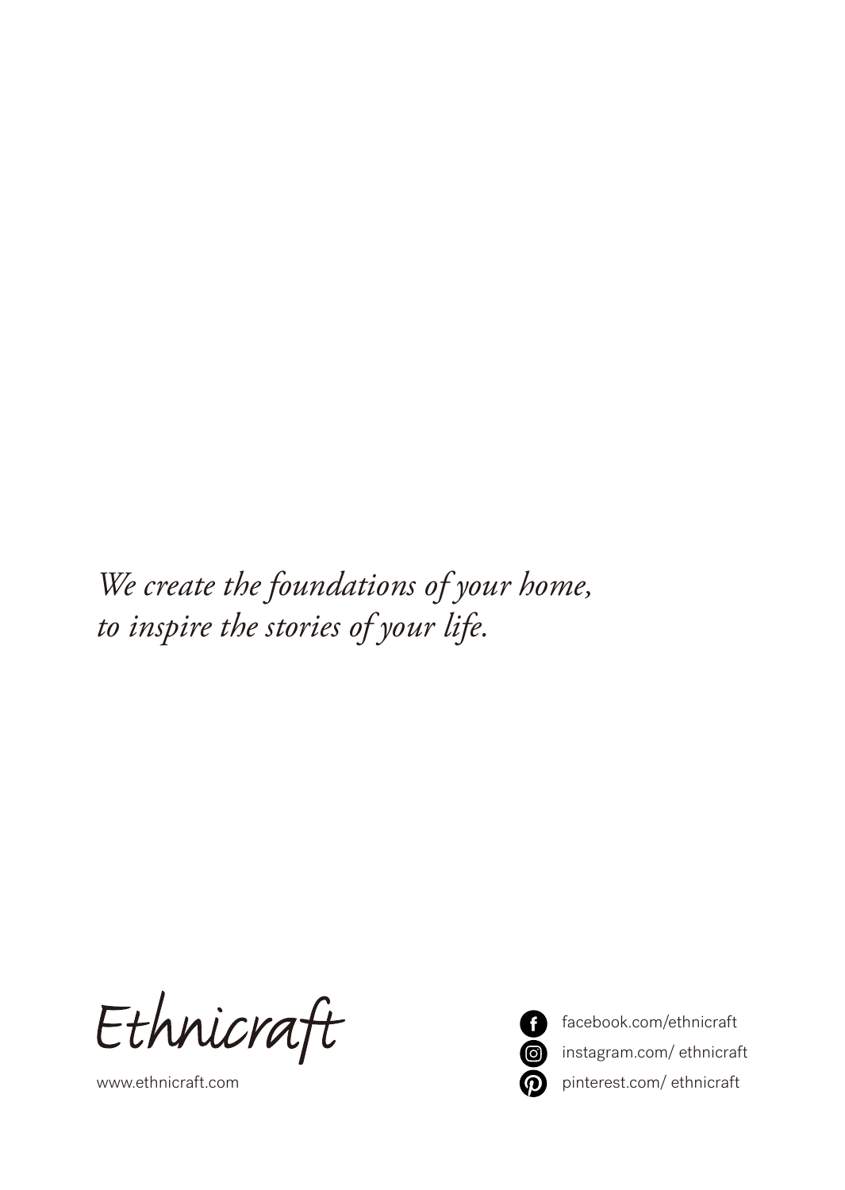*We create the foundations of your home,*
*to inspire the stories of your life.*

Ethnicraft

www.ethnicraft.com

facebook.com/ethnicraft

instagram.com/ ethnicraft

pinterest.com/ ethnicraft